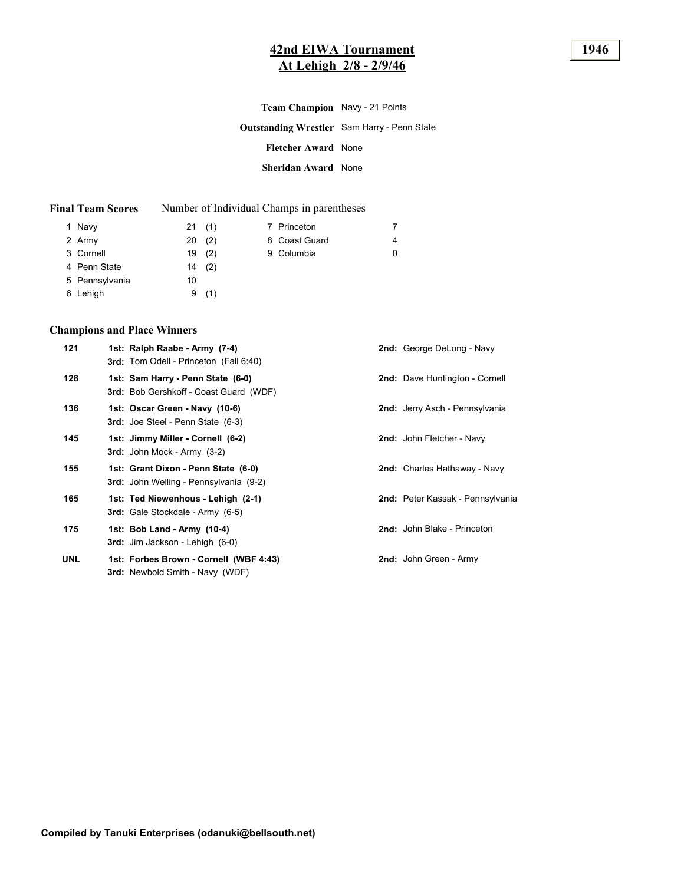# 42nd EIWA Tournament
## At Lehigh 2/8 - 2/9/46

**1946**

**Team Champion** Navy - 21 Points

**Outstanding Wrestler** Sam Harry - Penn State

**Fletcher Award** None

**Sheridan Award** None

**Final Team Scores** — Number of Individual Champs in parentheses

| Place | Team | Points | Champs |
|---|---|---|---|
| 1 | Navy | 21 | (1) |
| 2 | Army | 20 | (2) |
| 3 | Cornell | 19 | (2) |
| 4 | Penn State | 14 | (2) |
| 5 | Pennsylvania | 10 | |
| 6 | Lehigh | 9 | (1) |
| 7 | Princeton | 7 | |
| 8 | Coast Guard | 4 | |
| 9 | Columbia | 0 | |

### Champions and Place Winners

| Weight | 1st / 3rd | 2nd |
|---|---|---|
| 121 | **1st: Ralph Raabe - Army (7-4)**<br>**3rd:** Tom Odell - Princeton (Fall 6:40) | **2nd:** George DeLong - Navy |
| 128 | **1st: Sam Harry - Penn State (6-0)**<br>**3rd:** Bob Gershkoff - Coast Guard (WDF) | **2nd:** Dave Huntington - Cornell |
| 136 | **1st: Oscar Green - Navy (10-6)**<br>**3rd:** Joe Steel - Penn State (6-3) | **2nd:** Jerry Asch - Pennsylvania |
| 145 | **1st: Jimmy Miller - Cornell (6-2)**<br>**3rd:** John Mock - Army (3-2) | **2nd:** John Fletcher - Navy |
| 155 | **1st: Grant Dixon - Penn State (6-0)**<br>**3rd:** John Welling - Pennsylvania (9-2) | **2nd:** Charles Hathaway - Navy |
| 165 | **1st: Ted Niewenhous - Lehigh (2-1)**<br>**3rd:** Gale Stockdale - Army (6-5) | **2nd:** Peter Kassak - Pennsylvania |
| 175 | **1st: Bob Land - Army (10-4)**<br>**3rd:** Jim Jackson - Lehigh (6-0) | **2nd:** John Blake - Princeton |
| UNL | **1st: Forbes Brown - Cornell (WBF 4:43)**<br>**3rd:** Newbold Smith - Navy (WDF) | **2nd:** John Green - Army |

**Compiled by Tanuki Enterprises (odanuki@bellsouth.net)**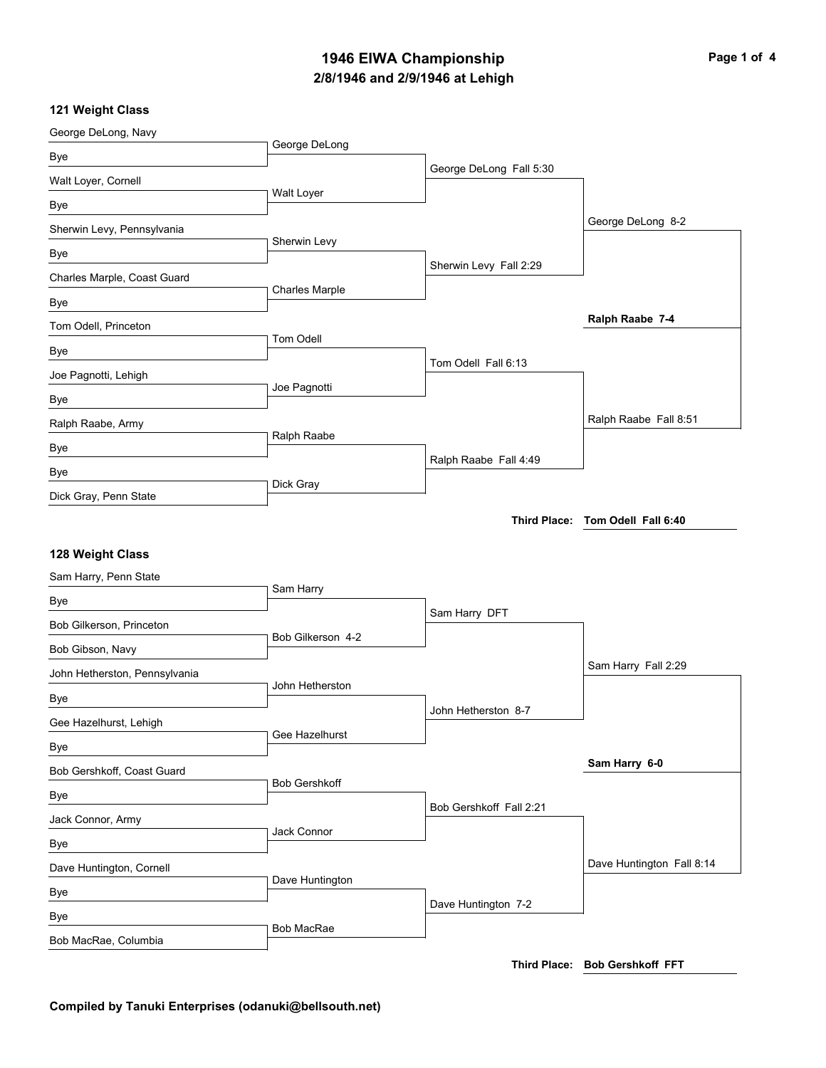# 1946 EIWA Championship

## 2/8/1946 and 2/9/1946 at Lehigh

### 121 Weight Class

**First Round**

- George DeLong, Navy vs. Bye — George DeLong
- Walt Loyer, Cornell vs. Bye — Walt Loyer
- Sherwin Levy, Pennsylvania vs. Bye — Sherwin Levy
- Charles Marple, Coast Guard vs. Bye — Charles Marple
- Tom Odell, Princeton vs. Bye — Tom Odell
- Joe Pagnotti, Lehigh vs. Bye — Joe Pagnotti
- Ralph Raabe, Army vs. Bye — Ralph Raabe
- Bye vs. Dick Gray, Penn State — Dick Gray

**Quarterfinals**

- George DeLong Fall 5:30
- Sherwin Levy Fall 2:29
- Tom Odell Fall 6:13
- Ralph Raabe Fall 4:49

**Semifinals**

- George DeLong 8-2
- Ralph Raabe Fall 8:51

**Final**

- **Ralph Raabe 7-4**

**Third Place: Tom Odell Fall 6:40**

### 128 Weight Class

**First Round**

- Sam Harry, Penn State vs. Bye — Sam Harry
- Bob Gilkerson, Princeton vs. Bob Gibson, Navy — Bob Gilkerson 4-2
- John Hetherston, Pennsylvania vs. Bye — John Hetherston
- Gee Hazelhurst, Lehigh vs. Bye — Gee Hazelhurst
- Bob Gershkoff, Coast Guard vs. Bye — Bob Gershkoff
- Jack Connor, Army vs. Bye — Jack Connor
- Dave Huntington, Cornell vs. Bye — Dave Huntington
- Bye vs. Bob MacRae, Columbia — Bob MacRae

**Quarterfinals**

- Sam Harry DFT
- John Hetherston 8-7
- Bob Gershkoff Fall 2:21
- Dave Huntington 7-2

**Semifinals**

- Sam Harry Fall 2:29
- Dave Huntington Fall 8:14

**Final**

- **Sam Harry 6-0**

**Third Place: Bob Gershkoff FFT**

**Compiled by Tanuki Enterprises (odanuki@bellsouth.net)**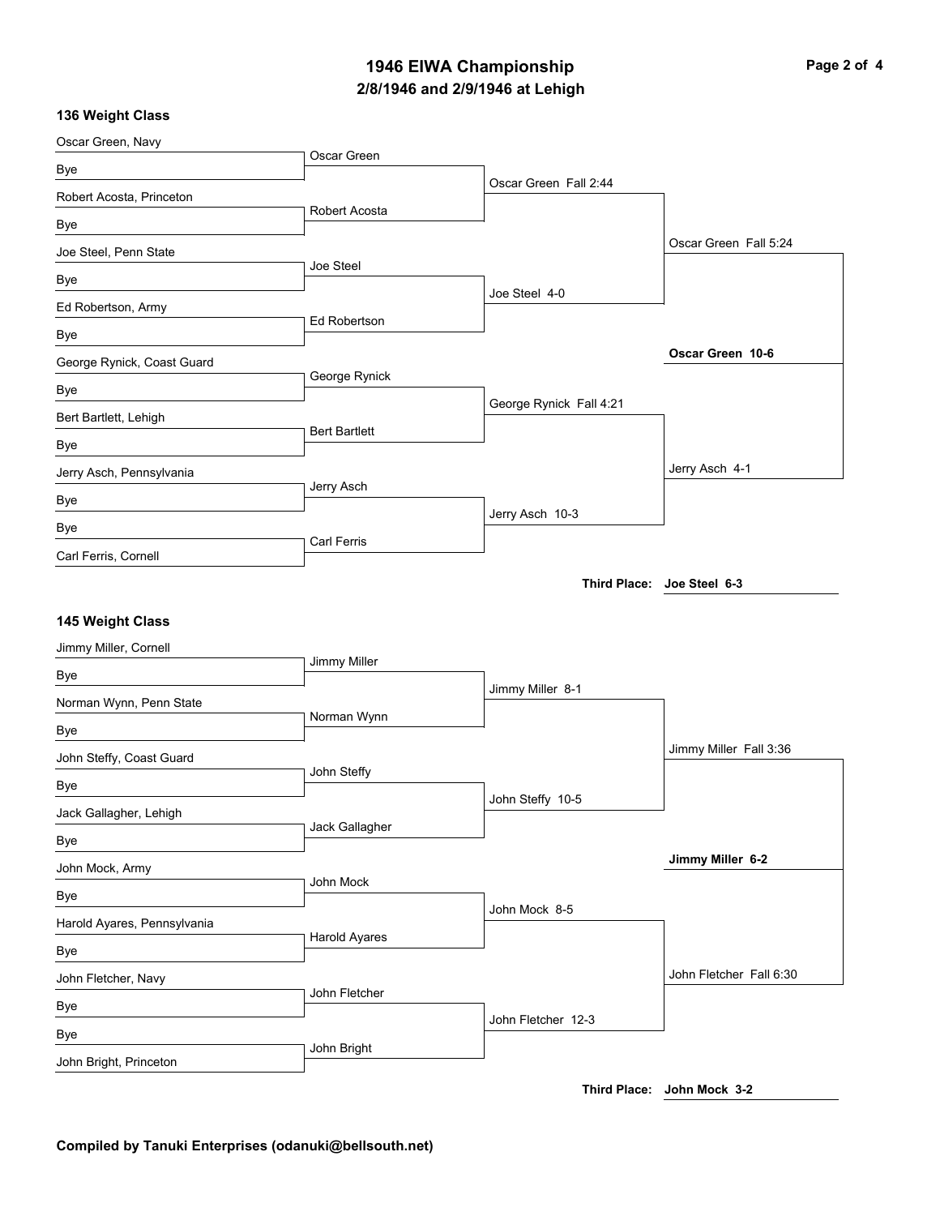# 1946 EIWA Championship

## 2/8/1946 and 2/9/1946 at Lehigh

### 136 Weight Class

**First Round**

- Oscar Green, Navy vs. Bye — Oscar Green
- Robert Acosta, Princeton vs. Bye — Robert Acosta
- Joe Steel, Penn State vs. Bye — Joe Steel
- Ed Robertson, Army vs. Bye — Ed Robertson
- George Rynick, Coast Guard vs. Bye — George Rynick
- Bert Bartlett, Lehigh vs. Bye — Bert Bartlett
- Jerry Asch, Pennsylvania vs. Bye — Jerry Asch
- Bye vs. Carl Ferris, Cornell — Carl Ferris

**Quarterfinals**

- Oscar Green Fall 2:44
- Joe Steel 4-0
- George Rynick Fall 4:21
- Jerry Asch 10-3

**Semifinals**

- Oscar Green Fall 5:24
- Jerry Asch 4-1

**Final**

- **Oscar Green 10-6**

**Third Place: Joe Steel 6-3**

### 145 Weight Class

**First Round**

- Jimmy Miller, Cornell vs. Bye — Jimmy Miller
- Norman Wynn, Penn State vs. Bye — Norman Wynn
- John Steffy, Coast Guard vs. Bye — John Steffy
- Jack Gallagher, Lehigh vs. Bye — Jack Gallagher
- John Mock, Army vs. Bye — John Mock
- Harold Ayares, Pennsylvania vs. Bye — Harold Ayares
- John Fletcher, Navy vs. Bye — John Fletcher
- Bye vs. John Bright, Princeton — John Bright

**Quarterfinals**

- Jimmy Miller 8-1
- John Steffy 10-5
- John Mock 8-5
- John Fletcher 12-3

**Semifinals**

- Jimmy Miller Fall 3:36
- John Fletcher Fall 6:30

**Final**

- **Jimmy Miller 6-2**

**Third Place: John Mock 3-2**

**Compiled by Tanuki Enterprises (odanuki@bellsouth.net)**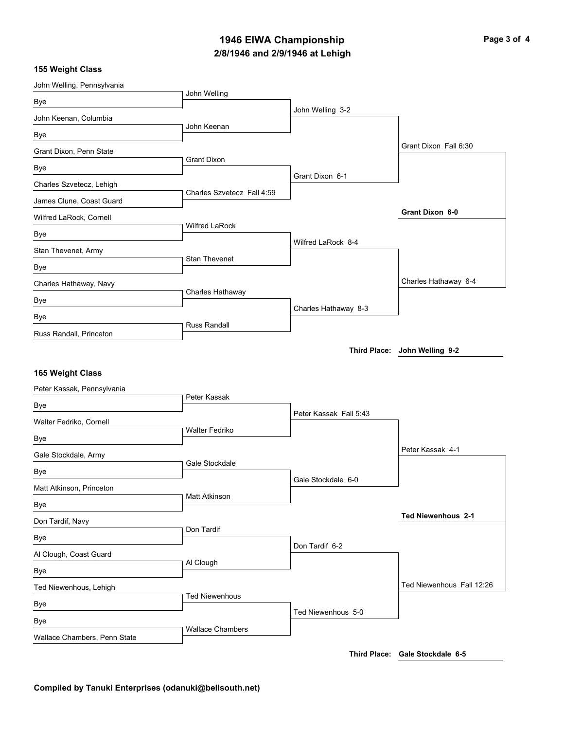# 1946 EIWA Championship

## 2/8/1946 and 2/9/1946 at Lehigh

### 155 Weight Class

**First Round**

- John Welling, Pennsylvania vs Bye — John Welling
- John Keenan, Columbia vs Bye — John Keenan
- Grant Dixon, Penn State vs Bye — Grant Dixon
- Charles Szvetecz, Lehigh vs James Clune, Coast Guard — Charles Szvetecz Fall 4:59
- Wilfred LaRock, Cornell vs Bye — Wilfred LaRock
- Stan Thevenet, Army vs Bye — Stan Thevenet
- Charles Hathaway, Navy vs Bye — Charles Hathaway
- Bye vs Russ Randall, Princeton — Russ Randall

**Quarterfinals**

- John Welling 3-2
- Grant Dixon 6-1
- Wilfred LaRock 8-4
- Charles Hathaway 8-3

**Semifinals**

- Grant Dixon Fall 6:30
- Charles Hathaway 6-4

**Champion:** **Grant Dixon 6-0**

**Third Place:** **John Welling 9-2**

### 165 Weight Class

**First Round**

- Peter Kassak, Pennsylvania vs Bye — Peter Kassak
- Walter Fedriko, Cornell vs Bye — Walter Fedriko
- Gale Stockdale, Army vs Bye — Gale Stockdale
- Matt Atkinson, Princeton vs Bye — Matt Atkinson
- Don Tardif, Navy vs Bye — Don Tardif
- Al Clough, Coast Guard vs Bye — Al Clough
- Ted Niewenhous, Lehigh vs Bye — Ted Niewenhous
- Bye vs Wallace Chambers, Penn State — Wallace Chambers

**Quarterfinals**

- Peter Kassak Fall 5:43
- Gale Stockdale 6-0
- Don Tardif 6-2
- Ted Niewenhous 5-0

**Semifinals**

- Peter Kassak 4-1
- Ted Niewenhous Fall 12:26

**Champion:** **Ted Niewenhous 2-1**

**Third Place:** **Gale Stockdale 6-5**

**Compiled by Tanuki Enterprises (odanuki@bellsouth.net)**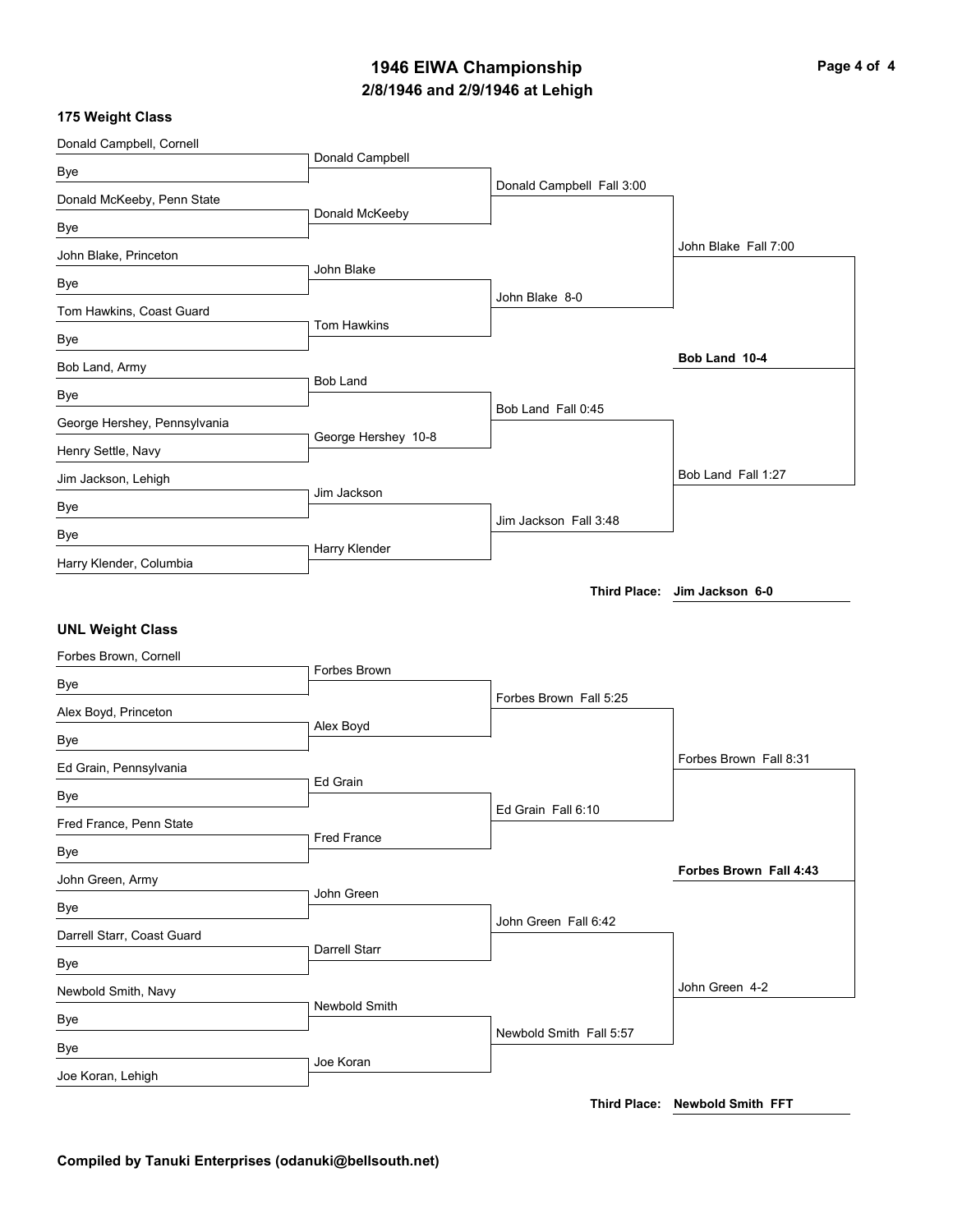# 1946 EIWA Championship
## 2/8/1946 and 2/9/1946 at Lehigh

### 175 Weight Class

**First Round**

- Donald Campbell, Cornell vs. Bye — Donald Campbell
- Donald McKeeby, Penn State vs. Bye — Donald McKeeby
- John Blake, Princeton vs. Bye — John Blake
- Tom Hawkins, Coast Guard vs. Bye — Tom Hawkins
- Bob Land, Army vs. Bye — Bob Land
- George Hershey, Pennsylvania vs. Henry Settle, Navy — George Hershey 10-8
- Jim Jackson, Lehigh vs. Bye — Jim Jackson
- Bye vs. Harry Klender, Columbia — Harry Klender

**Quarterfinals**

- Donald Campbell Fall 3:00
- John Blake 8-0
- Bob Land Fall 0:45
- Jim Jackson Fall 3:48

**Semifinals**

- John Blake Fall 7:00
- Bob Land Fall 1:27

**Final**

- **Bob Land 10-4**

**Third Place: Jim Jackson 6-0**

### UNL Weight Class

**First Round**

- Forbes Brown, Cornell vs. Bye — Forbes Brown
- Alex Boyd, Princeton vs. Bye — Alex Boyd
- Ed Grain, Pennsylvania vs. Bye — Ed Grain
- Fred France, Penn State vs. Bye — Fred France
- John Green, Army vs. Bye — John Green
- Darrell Starr, Coast Guard vs. Bye — Darrell Starr
- Newbold Smith, Navy vs. Bye — Newbold Smith
- Bye vs. Joe Koran, Lehigh — Joe Koran

**Quarterfinals**

- Forbes Brown Fall 5:25
- Ed Grain Fall 6:10
- John Green Fall 6:42
- Newbold Smith Fall 5:57

**Semifinals**

- Forbes Brown Fall 8:31
- John Green 4-2

**Final**

- **Forbes Brown Fall 4:43**

**Third Place: Newbold Smith FFT**

**Compiled by Tanuki Enterprises (odanuki@bellsouth.net)**